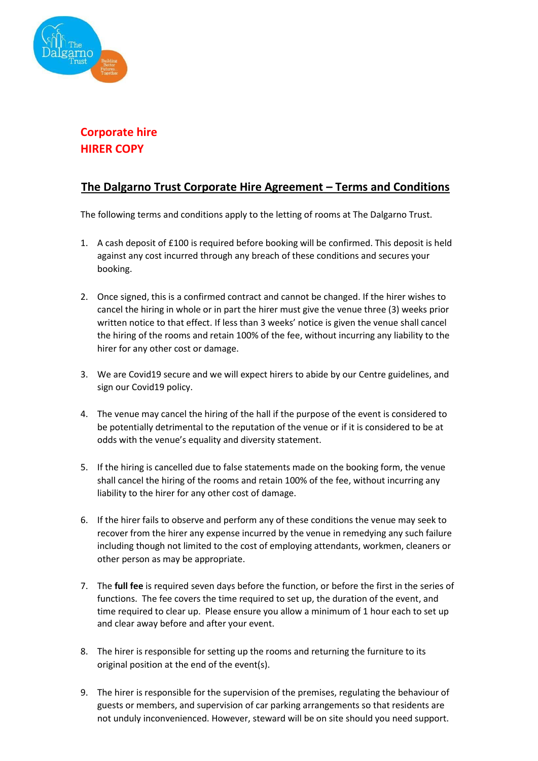**Corporate hire**
**HIRER COPY**

# The Dalgarno Trust Corporate Hire Agreement – Terms and Conditions

The following terms and conditions apply to the letting of rooms at The Dalgarno Trust.

1. A cash deposit of £100 is required before booking will be confirmed. This deposit is held against any cost incurred through any breach of these conditions and secures your booking.

2. Once signed, this is a confirmed contract and cannot be changed. If the hirer wishes to cancel the hiring in whole or in part the hirer must give the venue three (3) weeks prior written notice to that effect. If less than 3 weeks' notice is given the venue shall cancel the hiring of the rooms and retain 100% of the fee, without incurring any liability to the hirer for any other cost or damage.

3. We are Covid19 secure and we will expect hirers to abide by our Centre guidelines, and sign our Covid19 policy.

4. The venue may cancel the hiring of the hall if the purpose of the event is considered to be potentially detrimental to the reputation of the venue or if it is considered to be at odds with the venue's equality and diversity statement.

5. If the hiring is cancelled due to false statements made on the booking form, the venue shall cancel the hiring of the rooms and retain 100% of the fee, without incurring any liability to the hirer for any other cost of damage.

6. If the hirer fails to observe and perform any of these conditions the venue may seek to recover from the hirer any expense incurred by the venue in remedying any such failure including though not limited to the cost of employing attendants, workmen, cleaners or other person as may be appropriate.

7. The **full fee** is required seven days before the function, or before the first in the series of functions. The fee covers the time required to set up, the duration of the event, and time required to clear up. Please ensure you allow a minimum of 1 hour each to set up and clear away before and after your event.

8. The hirer is responsible for setting up the rooms and returning the furniture to its original position at the end of the event(s).

9. The hirer is responsible for the supervision of the premises, regulating the behaviour of guests or members, and supervision of car parking arrangements so that residents are not unduly inconvenienced. However, steward will be on site should you need support.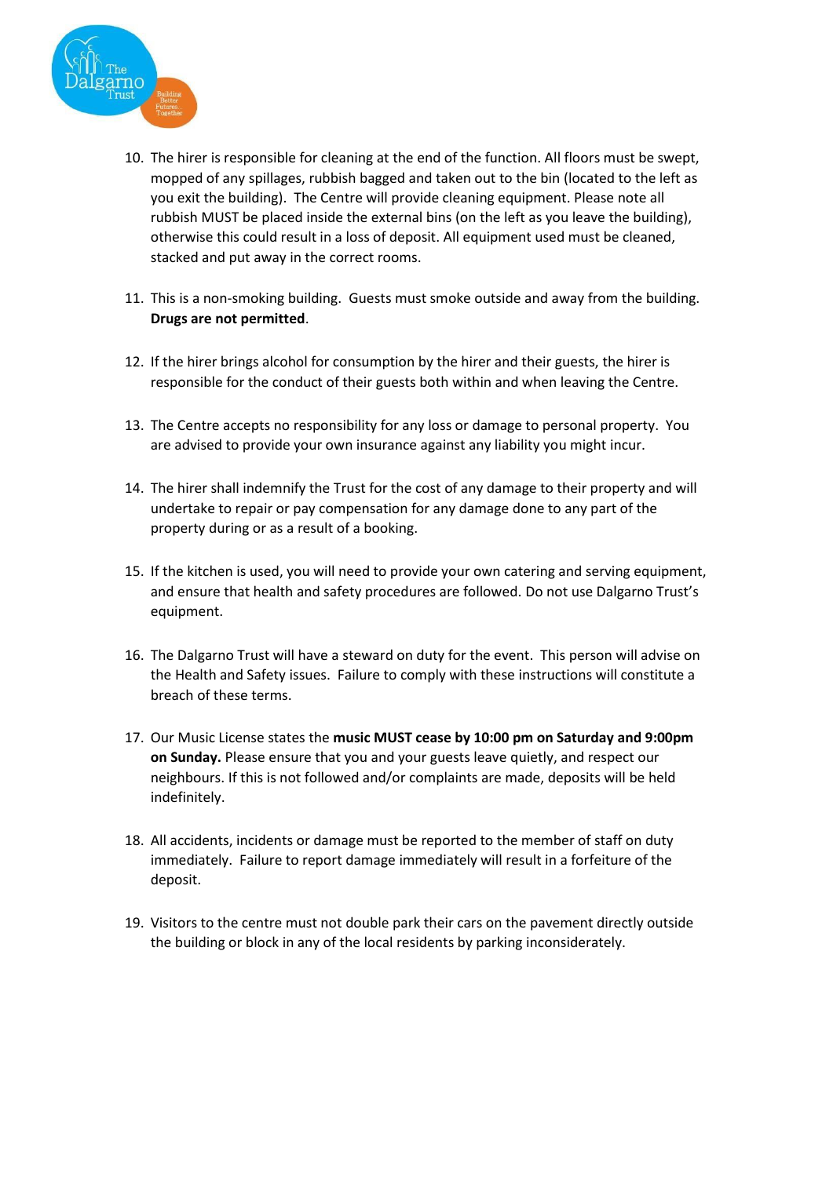10. The hirer is responsible for cleaning at the end of the function. All floors must be swept, mopped of any spillages, rubbish bagged and taken out to the bin (located to the left as you exit the building). The Centre will provide cleaning equipment. Please note all rubbish MUST be placed inside the external bins (on the left as you leave the building), otherwise this could result in a loss of deposit. All equipment used must be cleaned, stacked and put away in the correct rooms.

11. This is a non-smoking building. Guests must smoke outside and away from the building. **Drugs are not permitted**.

12. If the hirer brings alcohol for consumption by the hirer and their guests, the hirer is responsible for the conduct of their guests both within and when leaving the Centre.

13. The Centre accepts no responsibility for any loss or damage to personal property. You are advised to provide your own insurance against any liability you might incur.

14. The hirer shall indemnify the Trust for the cost of any damage to their property and will undertake to repair or pay compensation for any damage done to any part of the property during or as a result of a booking.

15. If the kitchen is used, you will need to provide your own catering and serving equipment, and ensure that health and safety procedures are followed. Do not use Dalgarno Trust's equipment.

16. The Dalgarno Trust will have a steward on duty for the event. This person will advise on the Health and Safety issues. Failure to comply with these instructions will constitute a breach of these terms.

17. Our Music License states the **music MUST cease by 10:00 pm on Saturday and 9:00pm on Sunday.** Please ensure that you and your guests leave quietly, and respect our neighbours. If this is not followed and/or complaints are made, deposits will be held indefinitely.

18. All accidents, incidents or damage must be reported to the member of staff on duty immediately. Failure to report damage immediately will result in a forfeiture of the deposit.

19. Visitors to the centre must not double park their cars on the pavement directly outside the building or block in any of the local residents by parking inconsiderately.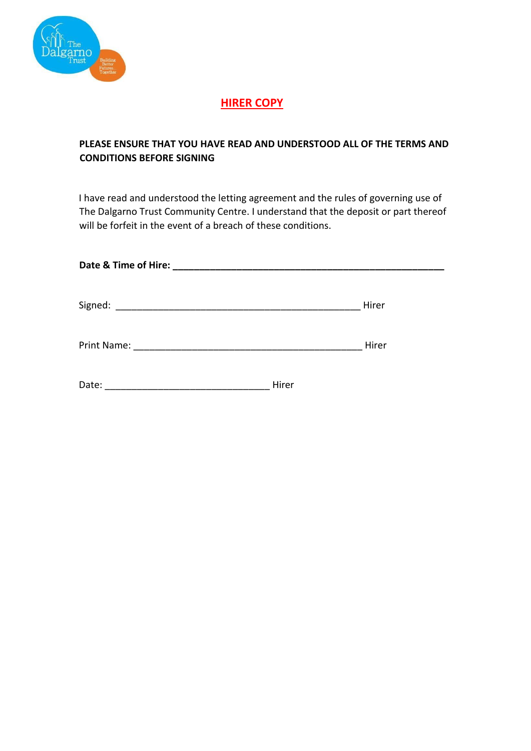## HIRER COPY

**PLEASE ENSURE THAT YOU HAVE READ AND UNDERSTOOD ALL OF THE TERMS AND CONDITIONS BEFORE SIGNING**

I have read and understood the letting agreement and the rules of governing use of The Dalgarno Trust Community Centre. I understand that the deposit or part thereof will be forfeit in the event of a breach of these conditions.

**Date & Time of Hire: ____________________________________________________**

Signed: ______________________________________________ Hirer

Print Name: ____________________________________________ Hirer

Date: _______________________________ Hirer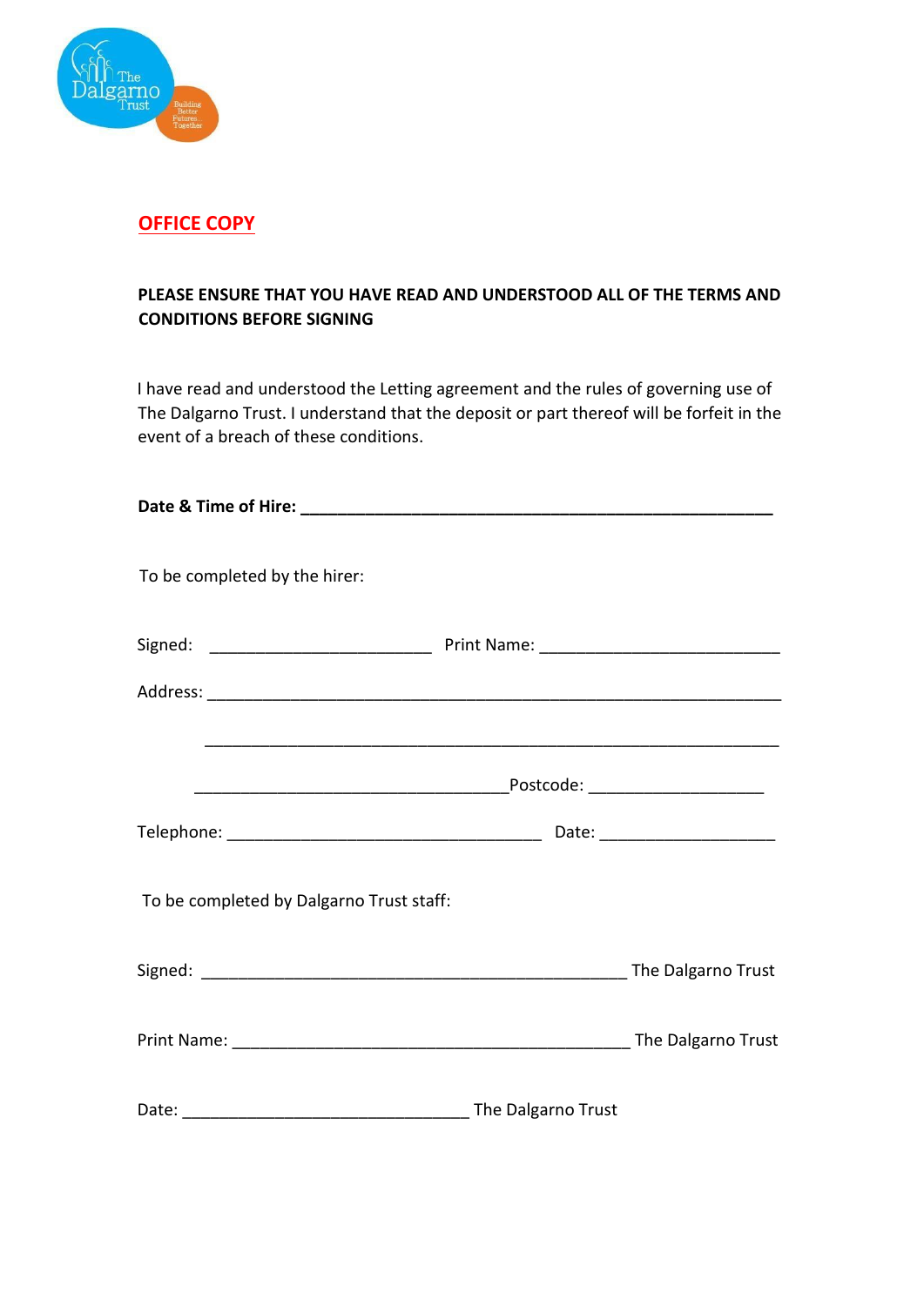**OFFICE COPY**

**PLEASE ENSURE THAT YOU HAVE READ AND UNDERSTOOD ALL OF THE TERMS AND CONDITIONS BEFORE SIGNING**

I have read and understood the Letting agreement and the rules of governing use of The Dalgarno Trust. I understand that the deposit or part thereof will be forfeit in the event of a breach of these conditions.

**Date & Time of Hire: ______________________________________________________**

To be completed by the hirer:

Signed: ________________________ Print Name: __________________________

Address: _______________________________________________________________

_______________________________________________________________

__________________________________Postcode: __________________

Telephone: __________________________________ Date: ___________________

To be completed by Dalgarno Trust staff:

Signed: ______________________________________________ The Dalgarno Trust

Print Name: ___________________________________________ The Dalgarno Trust

Date: _______________________________ The Dalgarno Trust